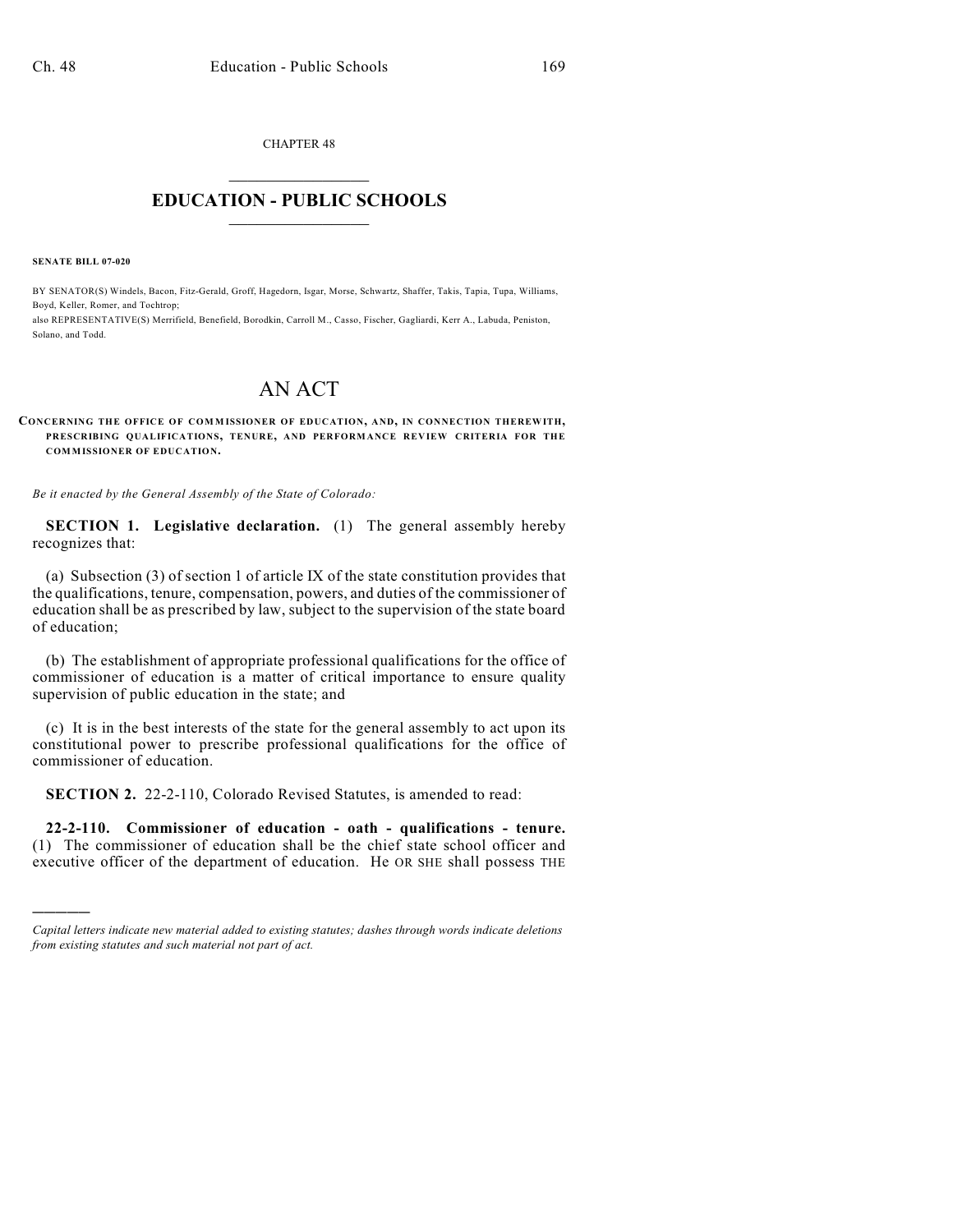CHAPTER 48

# EDUCATION - PUBLIC SCHOOLS

**SENATE BILL 07-020**

BY SENATOR(S) Windels, Bacon, Fitz-Gerald, Groff, Hagedorn, Isgar, Morse, Schwartz, Shaffer, Takis, Tapia, Tupa, Williams, Boyd, Keller, Romer, and Tochtrop;
also REPRESENTATIVE(S) Merrifield, Benefield, Borodkin, Carroll M., Casso, Fischer, Gagliardi, Kerr A., Labuda, Peniston, Solano, and Todd.

# AN ACT

**CONCERNING THE OFFICE OF COMMISSIONER OF EDUCATION, AND, IN CONNECTION THEREWITH, PRESCRIBING QUALIFICATIONS, TENURE, AND PERFORMANCE REVIEW CRITERIA FOR THE COMMISSIONER OF EDUCATION.**

*Be it enacted by the General Assembly of the State of Colorado:*

**SECTION 1. Legislative declaration.** (1) The general assembly hereby recognizes that:

(a) Subsection (3) of section 1 of article IX of the state constitution provides that the qualifications, tenure, compensation, powers, and duties of the commissioner of education shall be as prescribed by law, subject to the supervision of the state board of education;

(b) The establishment of appropriate professional qualifications for the office of commissioner of education is a matter of critical importance to ensure quality supervision of public education in the state; and

(c) It is in the best interests of the state for the general assembly to act upon its constitutional power to prescribe professional qualifications for the office of commissioner of education.

**SECTION 2.** 22-2-110, Colorado Revised Statutes, is amended to read:

**22-2-110. Commissioner of education - oath - qualifications - tenure.** (1) The commissioner of education shall be the chief state school officer and executive officer of the department of education. He OR SHE shall possess THE

*Capital letters indicate new material added to existing statutes; dashes through words indicate deletions from existing statutes and such material not part of act.*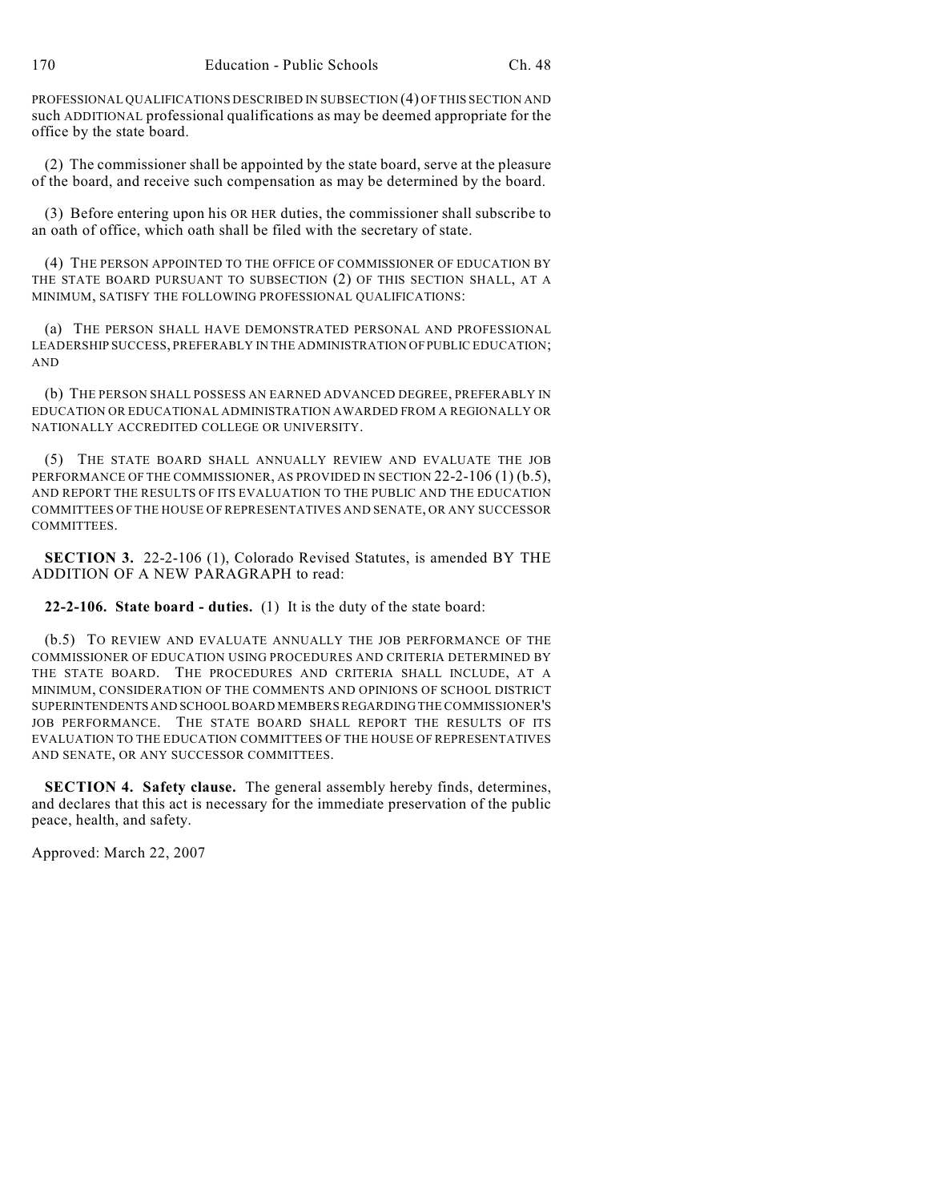PROFESSIONAL QUALIFICATIONS DESCRIBED IN SUBSECTION (4) OF THIS SECTION AND such ADDITIONAL professional qualifications as may be deemed appropriate for the office by the state board.

(2) The commissioner shall be appointed by the state board, serve at the pleasure of the board, and receive such compensation as may be determined by the board.

(3) Before entering upon his OR HER duties, the commissioner shall subscribe to an oath of office, which oath shall be filed with the secretary of state.

(4) THE PERSON APPOINTED TO THE OFFICE OF COMMISSIONER OF EDUCATION BY THE STATE BOARD PURSUANT TO SUBSECTION (2) OF THIS SECTION SHALL, AT A MINIMUM, SATISFY THE FOLLOWING PROFESSIONAL QUALIFICATIONS:

(a) THE PERSON SHALL HAVE DEMONSTRATED PERSONAL AND PROFESSIONAL LEADERSHIP SUCCESS, PREFERABLY IN THE ADMINISTRATION OF PUBLIC EDUCATION; AND

(b) THE PERSON SHALL POSSESS AN EARNED ADVANCED DEGREE, PREFERABLY IN EDUCATION OR EDUCATIONAL ADMINISTRATION AWARDED FROM A REGIONALLY OR NATIONALLY ACCREDITED COLLEGE OR UNIVERSITY.

(5) THE STATE BOARD SHALL ANNUALLY REVIEW AND EVALUATE THE JOB PERFORMANCE OF THE COMMISSIONER, AS PROVIDED IN SECTION 22-2-106 (1) (b.5), AND REPORT THE RESULTS OF ITS EVALUATION TO THE PUBLIC AND THE EDUCATION COMMITTEES OF THE HOUSE OF REPRESENTATIVES AND SENATE, OR ANY SUCCESSOR COMMITTEES.

**SECTION 3.** 22-2-106 (1), Colorado Revised Statutes, is amended BY THE ADDITION OF A NEW PARAGRAPH to read:

**22-2-106. State board - duties.** (1) It is the duty of the state board:

(b.5) TO REVIEW AND EVALUATE ANNUALLY THE JOB PERFORMANCE OF THE COMMISSIONER OF EDUCATION USING PROCEDURES AND CRITERIA DETERMINED BY THE STATE BOARD. THE PROCEDURES AND CRITERIA SHALL INCLUDE, AT A MINIMUM, CONSIDERATION OF THE COMMENTS AND OPINIONS OF SCHOOL DISTRICT SUPERINTENDENTS AND SCHOOL BOARD MEMBERS REGARDING THE COMMISSIONER'S JOB PERFORMANCE. THE STATE BOARD SHALL REPORT THE RESULTS OF ITS EVALUATION TO THE EDUCATION COMMITTEES OF THE HOUSE OF REPRESENTATIVES AND SENATE, OR ANY SUCCESSOR COMMITTEES.

**SECTION 4. Safety clause.** The general assembly hereby finds, determines, and declares that this act is necessary for the immediate preservation of the public peace, health, and safety.

Approved: March 22, 2007